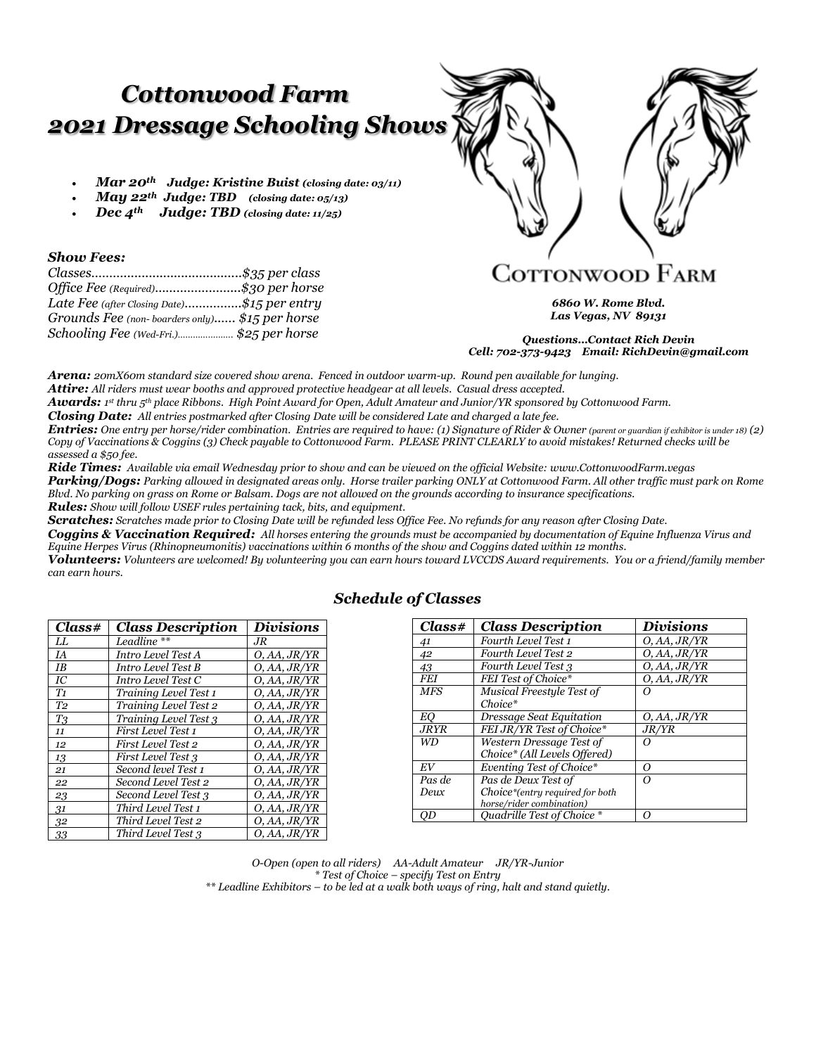# *Cottonwood Farm*
# *2021 Dressage Schooling Shows*

- ***Mar 20th Judge: Kristine Buist** (closing date: 03/11)*
- ***May 22th Judge: TBD** (closing date: 05/13)*
- ***Dec 4th Judge: TBD** (closing date: 11/25)*

### *Show Fees:*

*Classes..........................................$35 per class*
*Office Fee (Required)........................$30 per horse*
*Late Fee (after Closing Date)................$15 per entry*
*Grounds Fee (non- boarders only)...... $15 per horse*
*Schooling Fee (Wed-Fri.)...................... $25 per horse*

COTTONWOOD FARM

***6860 W. Rome Blvd.***
***Las Vegas, NV 89131***

***Questions...Contact Rich Devin***
***Cell: 702-373-9423 Email: RichDevin@gmail.com***

***Arena:** 20mX60m standard size covered show arena. Fenced in outdoor warm-up. Round pen available for lunging.*
***Attire:** All riders must wear booths and approved protective headgear at all levels. Casual dress accepted.*
***Awards:** 1st thru 5th place Ribbons. High Point Award for Open, Adult Amateur and Junior/YR sponsored by Cottonwood Farm.*
***Closing Date:** All entries postmarked after Closing Date will be considered Late and charged a late fee.*
***Entries:** One entry per horse/rider combination. Entries are required to have: (1) Signature of Rider & Owner (parent or guardian if exhibitor is under 18) (2) Copy of Vaccinations & Coggins (3) Check payable to Cottonwood Farm. PLEASE PRINT CLEARLY to avoid mistakes! Returned checks will be assessed a $50 fee.*
***Ride Times:** Available via email Wednesday prior to show and can be viewed on the official Website: www.CottonwoodFarm.vegas*
***Parking/Dogs:** Parking allowed in designated areas only. Horse trailer parking ONLY at Cottonwood Farm. All other traffic must park on Rome Blvd. No parking on grass on Rome or Balsam. Dogs are not allowed on the grounds according to insurance specifications.*
***Rules:** Show will follow USEF rules pertaining tack, bits, and equipment.*
***Scratches:** Scratches made prior to Closing Date will be refunded less Office Fee. No refunds for any reason after Closing Date.*
***Coggins & Vaccination Required:** All horses entering the grounds must be accompanied by documentation of Equine Influenza Virus and Equine Herpes Virus (Rhinopneumonitis) vaccinations within 6 months of the show and Coggins dated within 12 months.*
***Volunteers:** Volunteers are welcomed! By volunteering you can earn hours toward LVCCDS Award requirements. You or a friend/family member can earn hours.*

## *Schedule of Classes*

| Class# | Class Description | Divisions |
|---|---|---|
| LL | Leadline ** | JR |
| IA | Intro Level Test A | O, AA, JR/YR |
| IB | Intro Level Test B | O, AA, JR/YR |
| IC | Intro Level Test C | O, AA, JR/YR |
| T1 | Training Level Test 1 | O, AA, JR/YR |
| T2 | Training Level Test 2 | O, AA, JR/YR |
| T3 | Training Level Test 3 | O, AA, JR/YR |
| 11 | First Level Test 1 | O, AA, JR/YR |
| 12 | First Level Test 2 | O, AA, JR/YR |
| 13 | First Level Test 3 | O, AA, JR/YR |
| 21 | Second level Test 1 | O, AA, JR/YR |
| 22 | Second Level Test 2 | O, AA, JR/YR |
| 23 | Second Level Test 3 | O, AA, JR/YR |
| 31 | Third Level Test 1 | O, AA, JR/YR |
| 32 | Third Level Test 2 | O, AA, JR/YR |
| 33 | Third Level Test 3 | O, AA, JR/YR |

| Class# | Class Description | Divisions |
|---|---|---|
| 41 | Fourth Level Test 1 | O, AA, JR/YR |
| 42 | Fourth Level Test 2 | O, AA, JR/YR |
| 43 | Fourth Level Test 3 | O, AA, JR/YR |
| FEI | FEI Test of Choice* | O, AA, JR/YR |
| MFS | Musical Freestyle Test of Choice* | O |
| EQ | Dressage Seat Equitation | O, AA, JR/YR |
| JRYR | FEI JR/YR Test of Choice* | JR/YR |
| WD | Western Dressage Test of Choice* (All Levels Offered) | O |
| EV | Eventing Test of Choice* | O |
| Pas de Deux | Pas de Deux Test of Choice*(entry required for both horse/rider combination) | O |
| QD | Quadrille Test of Choice * | O |

*O-Open (open to all riders) AA-Adult Amateur JR/YR-Junior*
** Test of Choice – specify Test on Entry*
*** Leadline Exhibitors – to be led at a walk both ways of ring, halt and stand quietly.*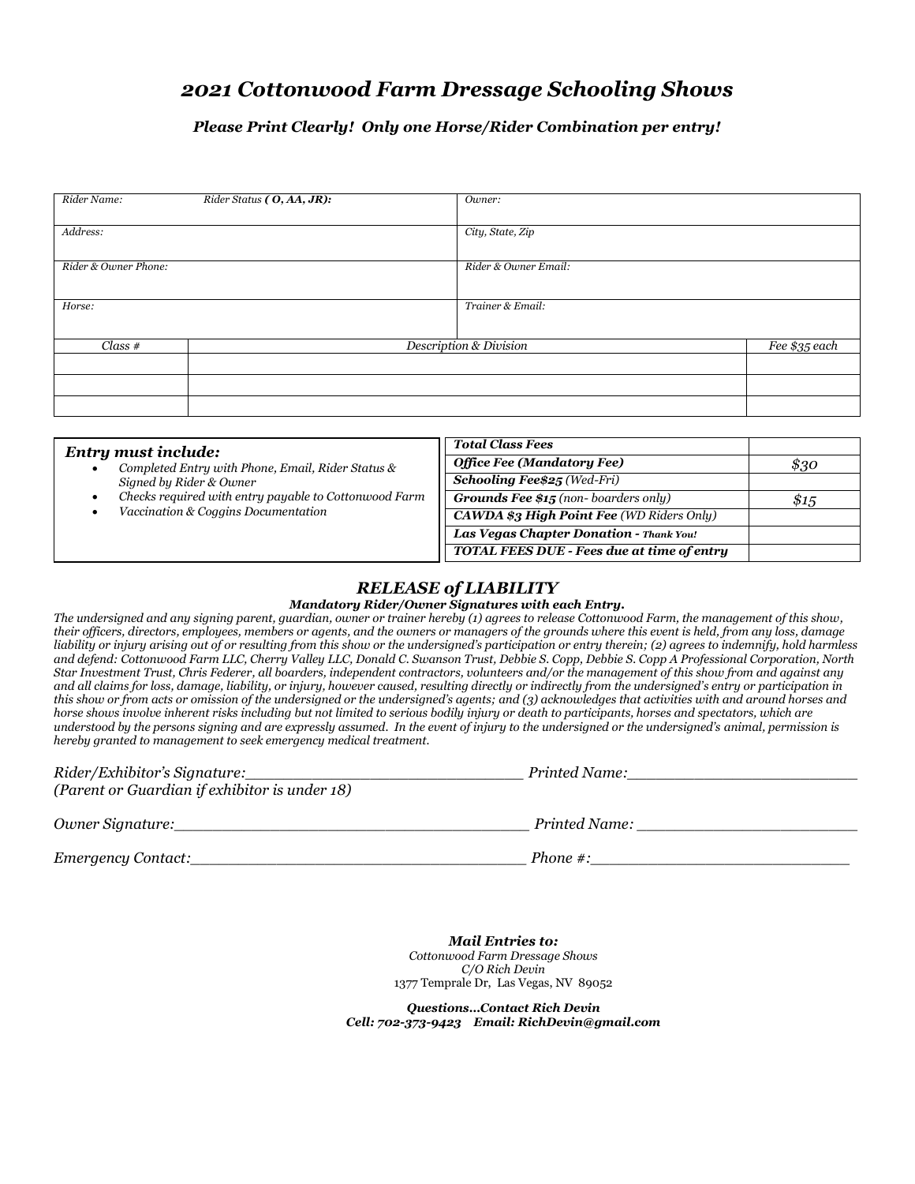# 2021 Cottonwood Farm Dressage Schooling Shows

***Please Print Clearly! Only one Horse/Rider Combination per entry!***

| | | |
|---|---|---|
| *Rider Name:* | *Rider Status* ***( O, AA, JR):*** | *Owner:* |
| *Address:* | | *City, State, Zip* |
| *Rider & Owner Phone:* | | *Rider & Owner Email:* |
| *Horse:* | | *Trainer & Email:* |

| *Class #* | *Description & Division* | *Fee $35 each* |
|---|---|---|
| | | |
| | | |
| | | |

***Entry must include:***

- *Completed Entry with Phone, Email, Rider Status & Signed by Rider & Owner*
- *Checks required with entry payable to Cottonwood Farm*
- *Vaccination & Coggins Documentation*

| | |
|---|---|
| ***Total Class Fees*** | |
| ***Office Fee (Mandatory Fee)*** | *$30* |
| ***Schooling Fee$25*** *(Wed-Fri)* | |
| ***Grounds Fee $15*** *(non- boarders only)* | *$15* |
| ***CAWDA $3 High Point Fee*** *(WD Riders Only)* | |
| ***Las Vegas Chapter Donation - Thank You!*** | |
| ***TOTAL FEES DUE - Fees due at time of entry*** | |

## *RELEASE of LIABILITY*

***Mandatory Rider/Owner Signatures with each Entry.***

*The undersigned and any signing parent, guardian, owner or trainer hereby (1) agrees to release Cottonwood Farm, the management of this show, their officers, directors, employees, members or agents, and the owners or managers of the grounds where this event is held, from any loss, damage liability or injury arising out of or resulting from this show or the undersigned's participation or entry therein; (2) agrees to indemnify, hold harmless and defend: Cottonwood Farm LLC, Cherry Valley LLC, Donald C. Swanson Trust, Debbie S. Copp, Debbie S. Copp A Professional Corporation, North Star Investment Trust, Chris Federer, all boarders, independent contractors, volunteers and/or the management of this show from and against any and all claims for loss, damage, liability, or injury, however caused, resulting directly or indirectly from the undersigned's entry or participation in this show or from acts or omission of the undersigned or the undersigned's agents; and (3) acknowledges that activities with and around horses and horse shows involve inherent risks including but not limited to serious bodily injury or death to participants, horses and spectators, which are understood by the persons signing and are expressly assumed. In the event of injury to the undersigned or the undersigned's animal, permission is hereby granted to management to seek emergency medical treatment.*

*Rider/Exhibitor's Signature:*_____________________________ *Printed Name:*________________________
*(Parent or Guardian if exhibitor is under 18)*

*Owner Signature:*_____________________________________ *Printed Name:* ________________________

*Emergency Contact:*___________________________________ *Phone #:*___________________________

***Mail Entries to:***
*Cottonwood Farm Dressage Shows*
*C/O Rich Devin*
1377 Temprale Dr, Las Vegas, NV 89052

***Questions…Contact Rich Devin***
***Cell: 702-373-9423 Email: RichDevin@gmail.com***